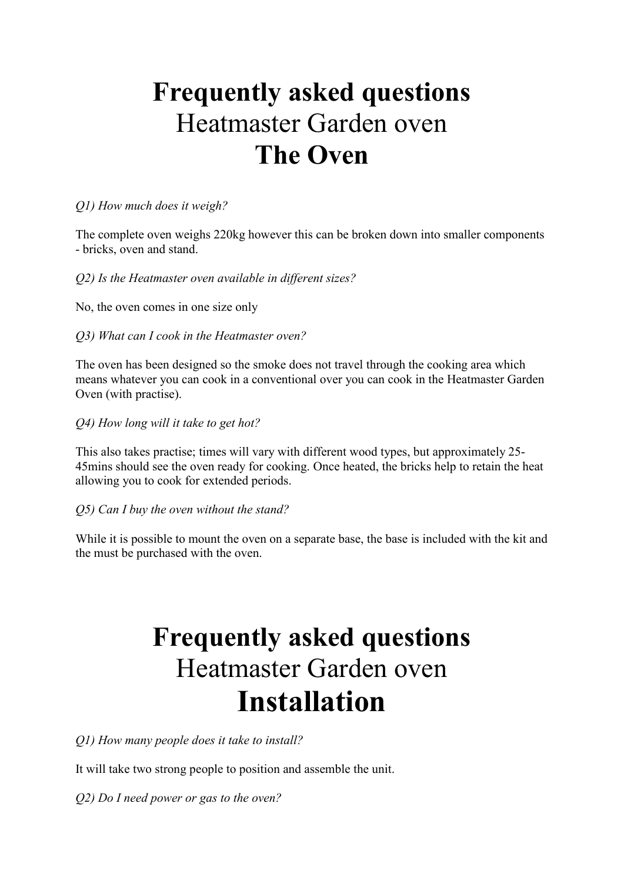# Frequently asked questions
## Heatmaster Garden oven
## The Oven

*Q1) How much does it weigh?*

The complete oven weighs 220kg however this can be broken down into smaller components - bricks, oven and stand.

*Q2) Is the Heatmaster oven available in different sizes?*

No, the oven comes in one size only

*Q3) What can I cook in the Heatmaster oven?*

The oven has been designed so the smoke does not travel through the cooking area which means whatever you can cook in a conventional over you can cook in the Heatmaster Garden Oven (with practise).

*Q4) How long will it take to get hot?*

This also takes practise; times will vary with different wood types, but approximately 25-45mins should see the oven ready for cooking. Once heated, the bricks help to retain the heat allowing you to cook for extended periods.

*Q5) Can I buy the oven without the stand?*

While it is possible to mount the oven on a separate base, the base is included with the kit and the must be purchased with the oven.

# Frequently asked questions
## Heatmaster Garden oven
## Installation

*Q1) How many people does it take to install?*

It will take two strong people to position and assemble the unit.

*Q2) Do I need power or gas to the oven?*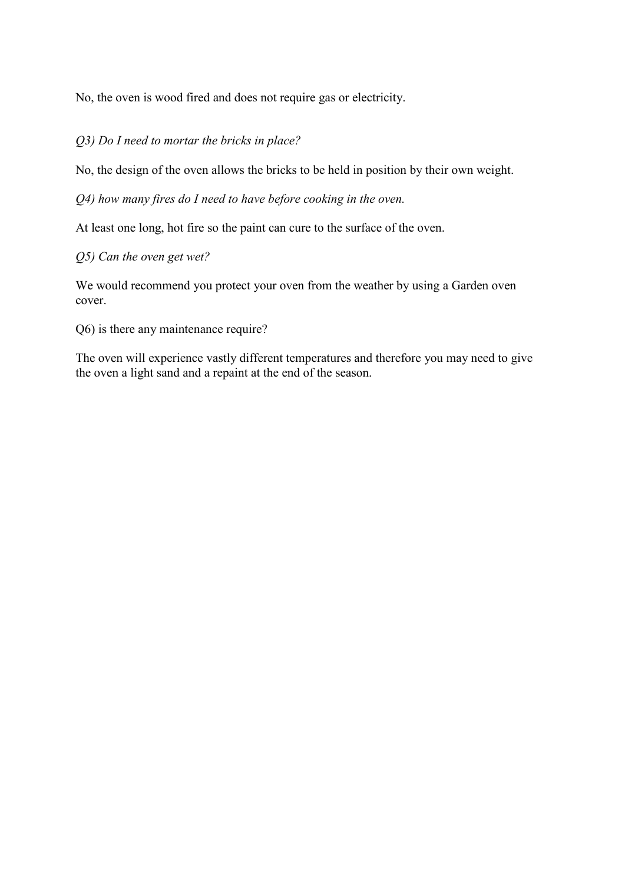No, the oven is wood fired and does not require gas or electricity.

*Q3) Do I need to mortar the bricks in place?*

No, the design of the oven allows the bricks to be held in position by their own weight.

*Q4) how many fires do I need to have before cooking in the oven.*

At least one long, hot fire so the paint can cure to the surface of the oven.

*Q5) Can the oven get wet?*

We would recommend you protect your oven from the weather by using a Garden oven cover.

Q6) is there any maintenance require?

The oven will experience vastly different temperatures and therefore you may need to give the oven a light sand and a repaint at the end of the season.